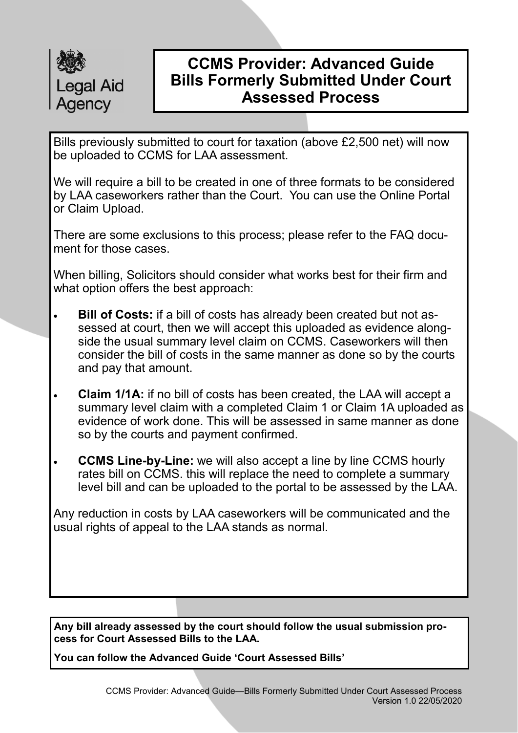Legal Aid Agency

# CCMS Provider: Advanced Guide Bills Formerly Submitted Under Court Assessed Process

Bills previously submitted to court for taxation (above £2,500 net) will now be uploaded to CCMS for LAA assessment.

We will require a bill to be created in one of three formats to be considered by LAA caseworkers rather than the Court. You can use the Online Portal or Claim Upload.

There are some exclusions to this process; please refer to the FAQ document for those cases.

When billing, Solicitors should consider what works best for their firm and what option offers the best approach:

- **Bill of Costs:** if a bill of costs has already been created but not assessed at court, then we will accept this uploaded as evidence alongside the usual summary level claim on CCMS. Caseworkers will then consider the bill of costs in the same manner as done so by the courts and pay that amount.
- **Claim 1/1A:** if no bill of costs has been created, the LAA will accept a summary level claim with a completed Claim 1 or Claim 1A uploaded as evidence of work done. This will be assessed in same manner as done so by the courts and payment confirmed.
- **CCMS Line-by-Line:** we will also accept a line by line CCMS hourly rates bill on CCMS. this will replace the need to complete a summary level bill and can be uploaded to the portal to be assessed by the LAA.

Any reduction in costs by LAA caseworkers will be communicated and the usual rights of appeal to the LAA stands as normal.

**Any bill already assessed by the court should follow the usual submission process for Court Assessed Bills to the LAA.**

**You can follow the Advanced Guide 'Court Assessed Bills'**

CCMS Provider: Advanced Guide—Bills Formerly Submitted Under Court Assessed Process
Version 1.0 22/05/2020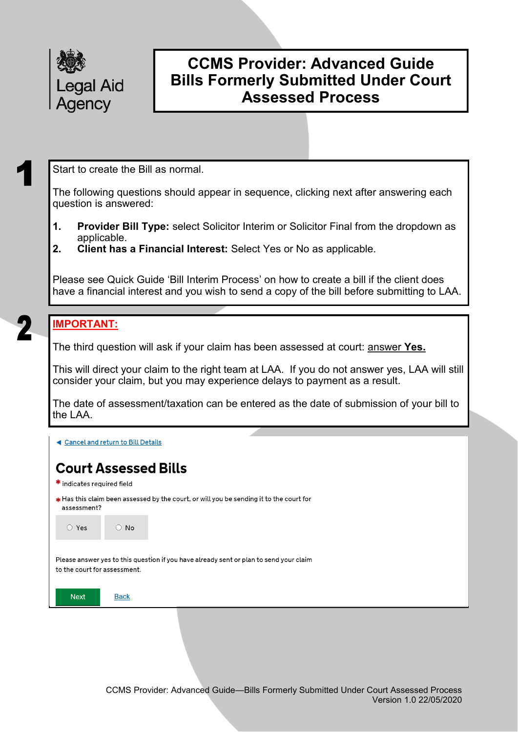Legal Aid Agency

# CCMS Provider: Advanced Guide Bills Formerly Submitted Under Court Assessed Process

**1**

Start to create the Bill as normal.

The following questions should appear in sequence, clicking next after answering each question is answered:

1. **Provider Bill Type:** select Solicitor Interim or Solicitor Final from the dropdown as applicable.
2. **Client has a Financial Interest:** Select Yes or No as applicable.

Please see Quick Guide 'Bill Interim Process' on how to create a bill if the client does have a financial interest and you wish to send a copy of the bill before submitting to LAA.

**2**

**IMPORTANT:**

The third question will ask if your claim has been assessed at court: answer **Yes.**

This will direct your claim to the right team at LAA. If you do not answer yes, LAA will still consider your claim, but you may experience delays to payment as a result.

The date of assessment/taxation can be entered as the date of submission of your bill to the LAA.

Cancel and return to Bill Details

## Court Assessed Bills

* indicates required field

* Has this claim been assessed by the court, or will you be sending it to the court for assessment?

○ Yes ○ No

Please answer yes to this question if you have already sent or plan to send your claim to the court for assessment.

Next Back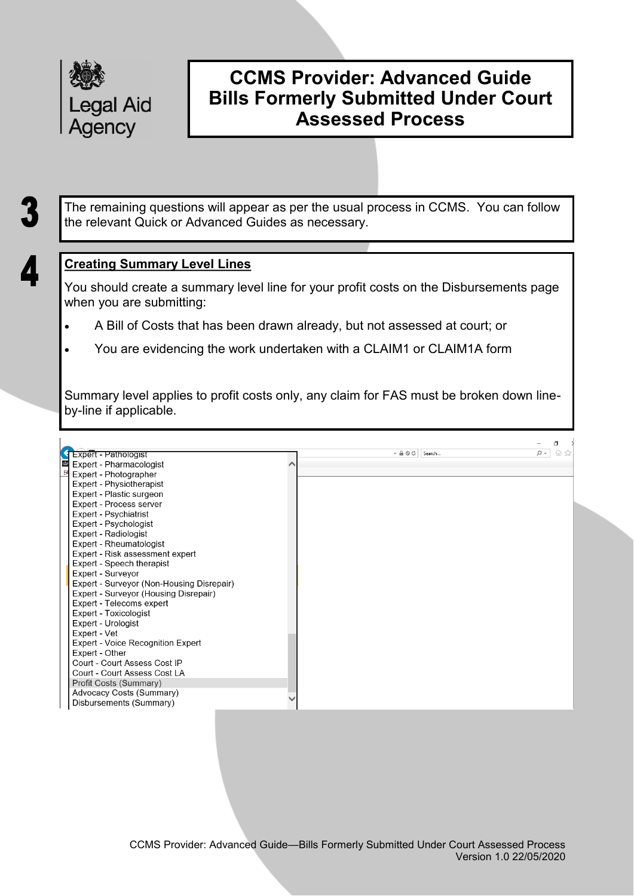**3**

The remaining questions will appear as per the usual process in CCMS. You can follow the relevant Quick or Advanced Guides as necessary.

**4**

## Creating Summary Level Lines

You should create a summary level line for your profit costs on the Disbursements page when you are submitting:

- A Bill of Costs that has been drawn already, but not assessed at court; or
- You are evidencing the work undertaken with a CLAIM1 or CLAIM1A form

Summary level applies to profit costs only, any claim for FAS must be broken down line-by-line if applicable.

Expert - Pathologist
Expert - Pharmacologist
Expert - Photographer
Expert - Physiotherapist
Expert - Plastic surgeon
Expert - Process server
Expert - Psychiatrist
Expert - Psychologist
Expert - Radiologist
Expert - Rheumatologist
Expert - Risk assessment expert
Expert - Speech therapist
Expert - Surveyor
Expert - Surveyor (Non-Housing Disrepair)
Expert - Surveyor (Housing Disrepair)
Expert - Telecoms expert
Expert - Toxicologist
Expert - Urologist
Expert - Vet
Expert - Voice Recognition Expert
Expert - Other
Court - Court Assess Cost IP
Court - Court Assess Cost LA
Profit Costs (Summary)
Advocacy Costs (Summary)
Disbursements (Summary)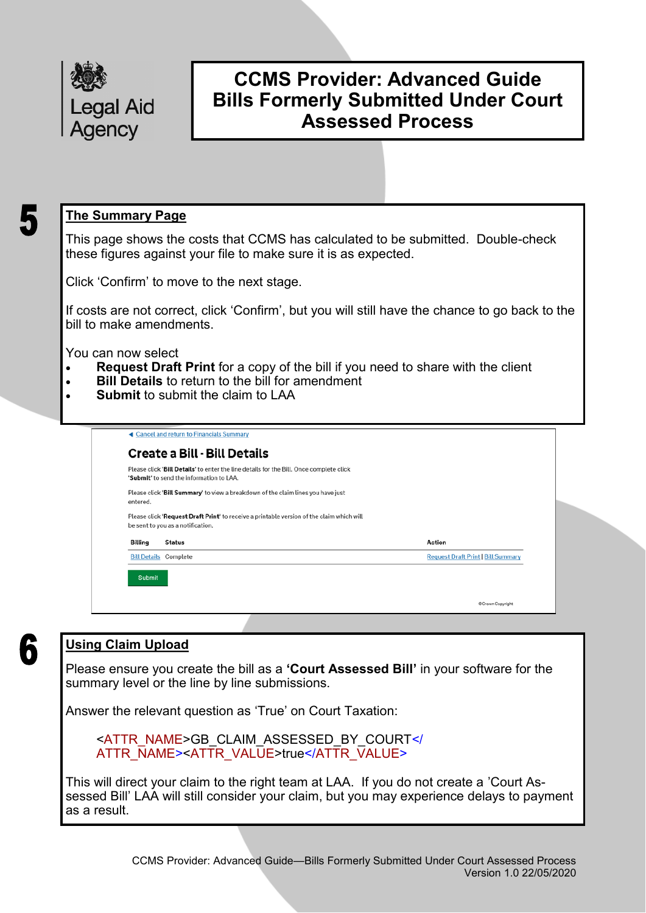# CCMS Provider: Advanced Guide Bills Formerly Submitted Under Court Assessed Process

## 5 The Summary Page

This page shows the costs that CCMS has calculated to be submitted. Double-check these figures against your file to make sure it is as expected.

Click 'Confirm' to move to the next stage.

If costs are not correct, click 'Confirm', but you will still have the chance to go back to the bill to make amendments.

You can now select

- **Request Draft Print** for a copy of the bill if you need to share with the client
- **Bill Details** to return to the bill for amendment
- **Submit** to submit the claim to LAA

◀ Cancel and return to Financials Summary

### Create a Bill - Bill Details

Please click '**Bill Details**' to enter the line details for the Bill. Once complete click '**Submit**' to send the information to LAA.

Please click '**Bill Summary**' to view a breakdown of the claim lines you have just entered.

Please click '**Request Draft Print**' to receive a printable version of the claim which will be sent to you as a notification.

| Billing | Status | Action |
|---|---|---|
| Bill Details | Complete | Request Draft Print \| Bill Summary |

Submit

©Crown Copyright

## 6 Using Claim Upload

Please ensure you create the bill as a **'Court Assessed Bill'** in your software for the summary level or the line by line submissions.

Answer the relevant question as 'True' on Court Taxation:

```
<ATTR_NAME>GB_CLAIM_ASSESSED_BY_COURT</ATTR_NAME><ATTR_VALUE>true</ATTR_VALUE>
```

This will direct your claim to the right team at LAA. If you do not create a 'Court Assessed Bill' LAA will still consider your claim, but you may experience delays to payment as a result.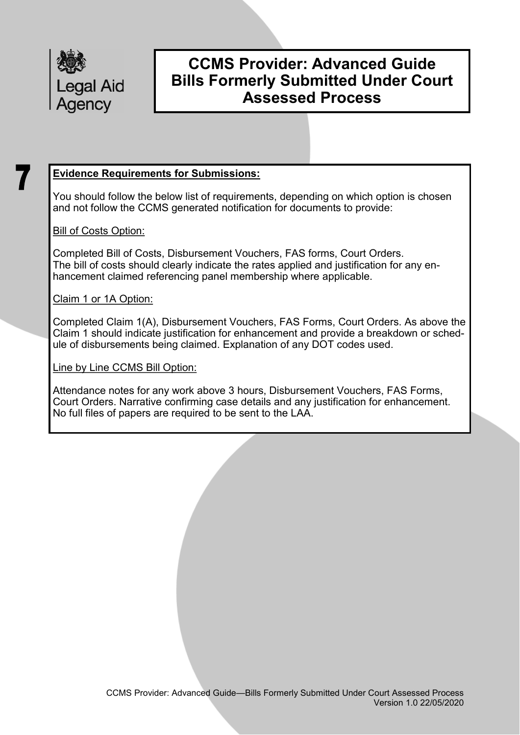# CCMS Provider: Advanced Guide Bills Formerly Submitted Under Court Assessed Process

7

**Evidence Requirements for Submissions:**

You should follow the below list of requirements, depending on which option is chosen and not follow the CCMS generated notification for documents to provide:

Bill of Costs Option:

Completed Bill of Costs, Disbursement Vouchers, FAS forms, Court Orders.
The bill of costs should clearly indicate the rates applied and justification for any enhancement claimed referencing panel membership where applicable.

Claim 1 or 1A Option:

Completed Claim 1(A), Disbursement Vouchers, FAS Forms, Court Orders. As above the Claim 1 should indicate justification for enhancement and provide a breakdown or schedule of disbursements being claimed. Explanation of any DOT codes used.

Line by Line CCMS Bill Option:

Attendance notes for any work above 3 hours, Disbursement Vouchers, FAS Forms, Court Orders. Narrative confirming case details and any justification for enhancement. No full files of papers are required to be sent to the LAA.